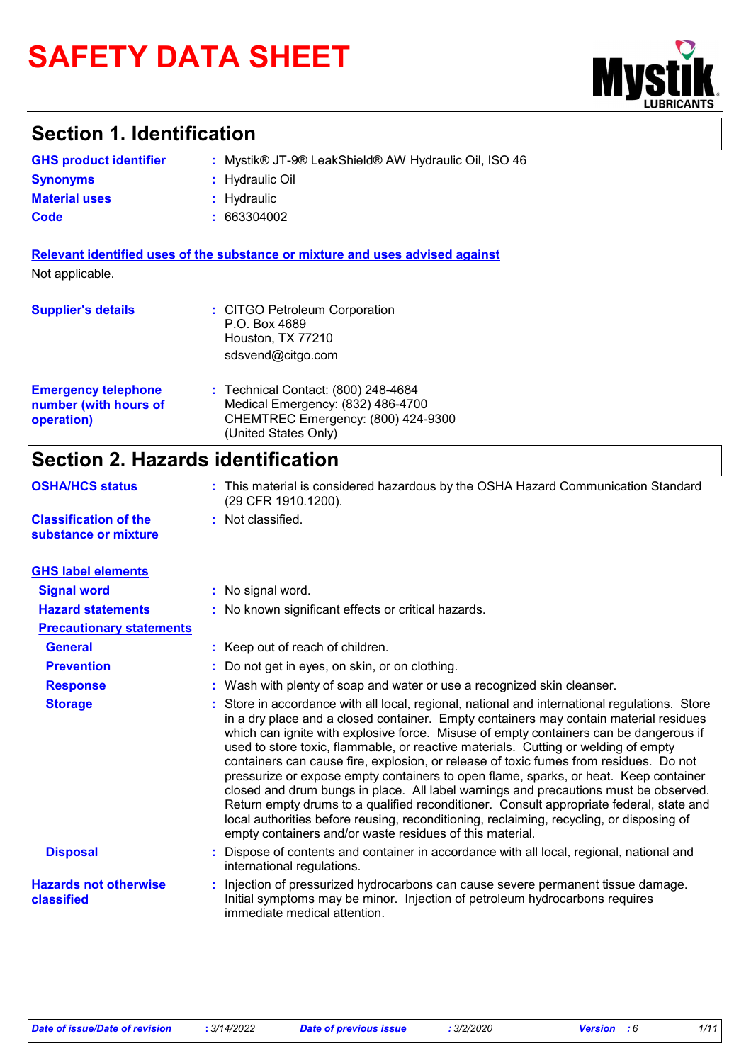# SAFETY DATA SHEET

## Section 1. Identification

**GHS product identifier** : Mystik® JT-9® LeakShield® AW Hydraulic Oil, ISO 46

**Synonyms** : Hydraulic Oil

**Material uses** : Hydraulic

**Code** : 663304002

**Relevant identified uses of the substance or mixture and uses advised against**

Not applicable.

**Supplier's details** : CITGO Petroleum Corporation
P.O. Box 4689
Houston, TX 77210
sdsvend@citgo.com

**Emergency telephone number (with hours of operation)** : Technical Contact: (800) 248-4684
Medical Emergency: (832) 486-4700
CHEMTREC Emergency: (800) 424-9300
(United States Only)

## Section 2. Hazards identification

**OSHA/HCS status** : This material is considered hazardous by the OSHA Hazard Communication Standard (29 CFR 1910.1200).

**Classification of the substance or mixture** : Not classified.

**GHS label elements**

**Signal word** : No signal word.

**Hazard statements** : No known significant effects or critical hazards.

**Precautionary statements**

**General** : Keep out of reach of children.

**Prevention** : Do not get in eyes, on skin, or on clothing.

**Response** : Wash with plenty of soap and water or use a recognized skin cleanser.

**Storage** : Store in accordance with all local, regional, national and international regulations. Store in a dry place and a closed container. Empty containers may contain material residues which can ignite with explosive force. Misuse of empty containers can be dangerous if used to store toxic, flammable, or reactive materials. Cutting or welding of empty containers can cause fire, explosion, or release of toxic fumes from residues. Do not pressurize or expose empty containers to open flame, sparks, or heat. Keep container closed and drum bungs in place. All label warnings and precautions must be observed. Return empty drums to a qualified reconditioner. Consult appropriate federal, state and local authorities before reusing, reconditioning, reclaiming, recycling, or disposing of empty containers and/or waste residues of this material.

**Disposal** : Dispose of contents and container in accordance with all local, regional, national and international regulations.

**Hazards not otherwise classified** : Injection of pressurized hydrocarbons can cause severe permanent tissue damage. Initial symptoms may be minor. Injection of petroleum hydrocarbons requires immediate medical attention.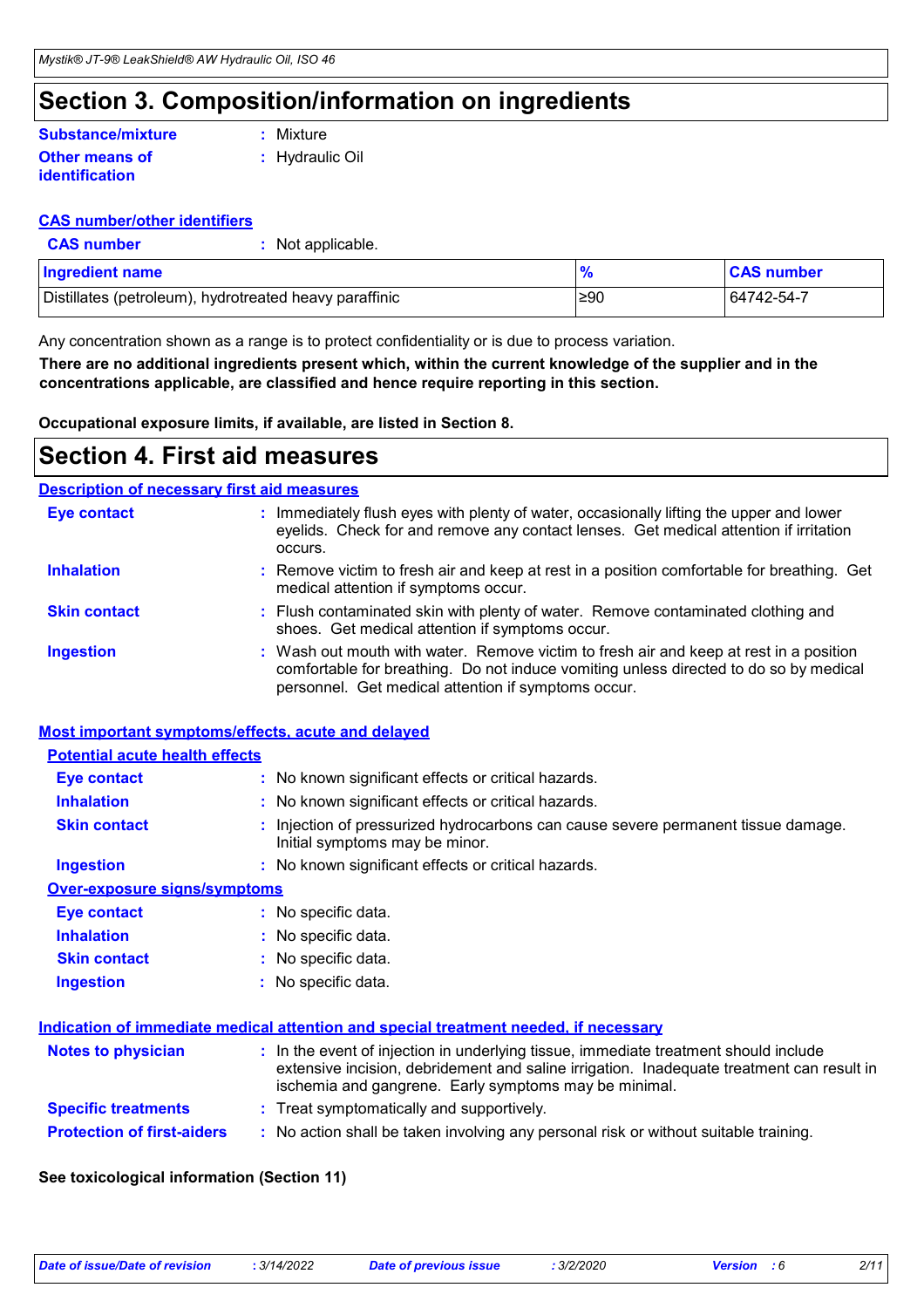# Section 3. Composition/information on ingredients

**Substance/mixture** : Mixture

**Other means of identification** : Hydraulic Oil

**CAS number/other identifiers**

**CAS number** : Not applicable.

| Ingredient name | % | CAS number |
|---|---|---|
| Distillates (petroleum), hydrotreated heavy paraffinic | ≥90 | 64742-54-7 |

Any concentration shown as a range is to protect confidentiality or is due to process variation.

**There are no additional ingredients present which, within the current knowledge of the supplier and in the concentrations applicable, are classified and hence require reporting in this section.**

**Occupational exposure limits, if available, are listed in Section 8.**

# Section 4. First aid measures

**Description of necessary first aid measures**

**Eye contact** : Immediately flush eyes with plenty of water, occasionally lifting the upper and lower eyelids. Check for and remove any contact lenses. Get medical attention if irritation occurs.

**Inhalation** : Remove victim to fresh air and keep at rest in a position comfortable for breathing. Get medical attention if symptoms occur.

**Skin contact** : Flush contaminated skin with plenty of water. Remove contaminated clothing and shoes. Get medical attention if symptoms occur.

**Ingestion** : Wash out mouth with water. Remove victim to fresh air and keep at rest in a position comfortable for breathing. Do not induce vomiting unless directed to do so by medical personnel. Get medical attention if symptoms occur.

**Most important symptoms/effects, acute and delayed**

**Potential acute health effects**

**Eye contact** : No known significant effects or critical hazards.

**Inhalation** : No known significant effects or critical hazards.

**Skin contact** : Injection of pressurized hydrocarbons can cause severe permanent tissue damage. Initial symptoms may be minor.

**Ingestion** : No known significant effects or critical hazards.

**Over-exposure signs/symptoms**

**Eye contact** : No specific data.

**Inhalation** : No specific data.

**Skin contact** : No specific data.

**Ingestion** : No specific data.

**Indication of immediate medical attention and special treatment needed, if necessary**

**Notes to physician** : In the event of injection in underlying tissue, immediate treatment should include extensive incision, debridement and saline irrigation. Inadequate treatment can result in ischemia and gangrene. Early symptoms may be minimal.

**Specific treatments** : Treat symptomatically and supportively.

**Protection of first-aiders** : No action shall be taken involving any personal risk or without suitable training.

**See toxicological information (Section 11)**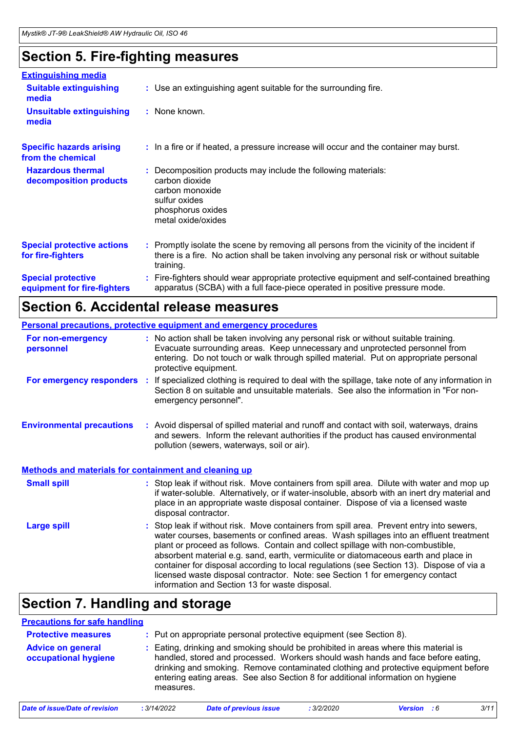## Section 5. Fire-fighting measures

### Extinguishing media

**Suitable extinguishing media** : Use an extinguishing agent suitable for the surrounding fire.

**Unsuitable extinguishing media** : None known.

**Specific hazards arising from the chemical** : In a fire or if heated, a pressure increase will occur and the container may burst.

**Hazardous thermal decomposition products** : Decomposition products may include the following materials:
carbon dioxide
carbon monoxide
sulfur oxides
phosphorus oxides
metal oxide/oxides

**Special protective actions for fire-fighters** : Promptly isolate the scene by removing all persons from the vicinity of the incident if there is a fire. No action shall be taken involving any personal risk or without suitable training.

**Special protective equipment for fire-fighters** : Fire-fighters should wear appropriate protective equipment and self-contained breathing apparatus (SCBA) with a full face-piece operated in positive pressure mode.

## Section 6. Accidental release measures

### Personal precautions, protective equipment and emergency procedures

**For non-emergency personnel** : No action shall be taken involving any personal risk or without suitable training. Evacuate surrounding areas. Keep unnecessary and unprotected personnel from entering. Do not touch or walk through spilled material. Put on appropriate personal protective equipment.

**For emergency responders** : If specialized clothing is required to deal with the spillage, take note of any information in Section 8 on suitable and unsuitable materials. See also the information in "For non-emergency personnel".

**Environmental precautions** : Avoid dispersal of spilled material and runoff and contact with soil, waterways, drains and sewers. Inform the relevant authorities if the product has caused environmental pollution (sewers, waterways, soil or air).

### Methods and materials for containment and cleaning up

**Small spill** : Stop leak if without risk. Move containers from spill area. Dilute with water and mop up if water-soluble. Alternatively, or if water-insoluble, absorb with an inert dry material and place in an appropriate waste disposal container. Dispose of via a licensed waste disposal contractor.

**Large spill** : Stop leak if without risk. Move containers from spill area. Prevent entry into sewers, water courses, basements or confined areas. Wash spillages into an effluent treatment plant or proceed as follows. Contain and collect spillage with non-combustible, absorbent material e.g. sand, earth, vermiculite or diatomaceous earth and place in container for disposal according to local regulations (see Section 13). Dispose of via a licensed waste disposal contractor. Note: see Section 1 for emergency contact information and Section 13 for waste disposal.

## Section 7. Handling and storage

### Precautions for safe handling

**Protective measures** : Put on appropriate personal protective equipment (see Section 8).

**Advice on general occupational hygiene** : Eating, drinking and smoking should be prohibited in areas where this material is handled, stored and processed. Workers should wash hands and face before eating, drinking and smoking. Remove contaminated clothing and protective equipment before entering eating areas. See also Section 8 for additional information on hygiene measures.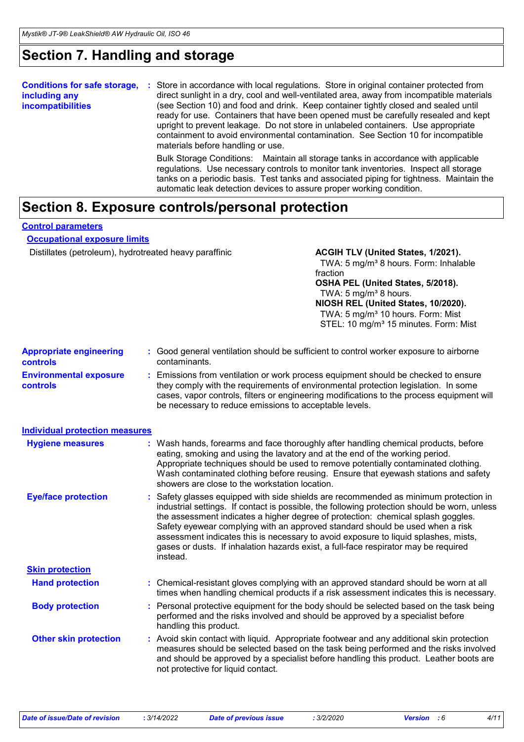# Section 7. Handling and storage

**Conditions for safe storage, including any incompatibilities** : Store in accordance with local regulations. Store in original container protected from direct sunlight in a dry, cool and well-ventilated area, away from incompatible materials (see Section 10) and food and drink. Keep container tightly closed and sealed until ready for use. Containers that have been opened must be carefully resealed and kept upright to prevent leakage. Do not store in unlabeled containers. Use appropriate containment to avoid environmental contamination. See Section 10 for incompatible materials before handling or use.

Bulk Storage Conditions: Maintain all storage tanks in accordance with applicable regulations. Use necessary controls to monitor tank inventories. Inspect all storage tanks on a periodic basis. Test tanks and associated piping for tightness. Maintain the automatic leak detection devices to assure proper working condition.

# Section 8. Exposure controls/personal protection

## Control parameters

### Occupational exposure limits

| | |
|---|---|
| Distillates (petroleum), hydrotreated heavy paraffinic | **ACGIH TLV (United States, 1/2021).**<br>TWA: 5 mg/m³ 8 hours. Form: Inhalable fraction<br>**OSHA PEL (United States, 5/2018).**<br>TWA: 5 mg/m³ 8 hours.<br>**NIOSH REL (United States, 10/2020).**<br>TWA: 5 mg/m³ 10 hours. Form: Mist<br>STEL: 10 mg/m³ 15 minutes. Form: Mist |

**Appropriate engineering controls** : Good general ventilation should be sufficient to control worker exposure to airborne contaminants.

**Environmental exposure controls** : Emissions from ventilation or work process equipment should be checked to ensure they comply with the requirements of environmental protection legislation. In some cases, vapor controls, filters or engineering modifications to the process equipment will be necessary to reduce emissions to acceptable levels.

## Individual protection measures

**Hygiene measures** : Wash hands, forearms and face thoroughly after handling chemical products, before eating, smoking and using the lavatory and at the end of the working period. Appropriate techniques should be used to remove potentially contaminated clothing. Wash contaminated clothing before reusing. Ensure that eyewash stations and safety showers are close to the workstation location.

**Eye/face protection** : Safety glasses equipped with side shields are recommended as minimum protection in industrial settings. If contact is possible, the following protection should be worn, unless the assessment indicates a higher degree of protection: chemical splash goggles. Safety eyewear complying with an approved standard should be used when a risk assessment indicates this is necessary to avoid exposure to liquid splashes, mists, gases or dusts. If inhalation hazards exist, a full-face respirator may be required instead.

### Skin protection

**Hand protection** : Chemical-resistant gloves complying with an approved standard should be worn at all times when handling chemical products if a risk assessment indicates this is necessary.

**Body protection** : Personal protective equipment for the body should be selected based on the task being performed and the risks involved and should be approved by a specialist before handling this product.

**Other skin protection** : Avoid skin contact with liquid. Appropriate footwear and any additional skin protection measures should be selected based on the task being performed and the risks involved and should be approved by a specialist before handling this product. Leather boots are not protective for liquid contact.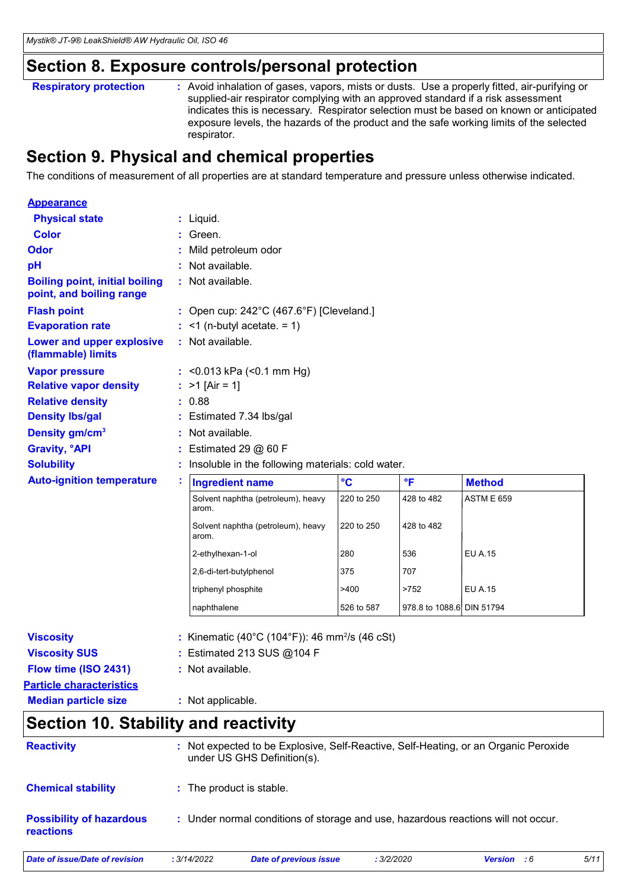## Section 8. Exposure controls/personal protection

**Respiratory protection** : Avoid inhalation of gases, vapors, mists or dusts. Use a properly fitted, air-purifying or supplied-air respirator complying with an approved standard if a risk assessment indicates this is necessary. Respirator selection must be based on known or anticipated exposure levels, the hazards of the product and the safe working limits of the selected respirator.

## Section 9. Physical and chemical properties

The conditions of measurement of all properties are at standard temperature and pressure unless otherwise indicated.

**Appearance**

**Physical state** : Liquid.

**Color** : Green.

**Odor** : Mild petroleum odor

**pH** : Not available.

**Boiling point, initial boiling point, and boiling range** : Not available.

**Flash point** : Open cup: 242°C (467.6°F) [Cleveland.]

**Evaporation rate** : <1 (n-butyl acetate. = 1)

**Lower and upper explosive (flammable) limits** : Not available.

**Vapor pressure** : <0.013 kPa (<0.1 mm Hg)

**Relative vapor density** : >1 [Air = 1]

**Relative density** : 0.88

**Density lbs/gal** : Estimated 7.34 lbs/gal

**Density gm/cm$^3$** : Not available.

**Gravity, °API** : Estimated 29 @ 60 F

**Solubility** : Insoluble in the following materials: cold water.

**Auto-ignition temperature** :

| Ingredient name | °C | °F | Method |
|---|---|---|---|
| Solvent naphtha (petroleum), heavy arom. | 220 to 250 | 428 to 482 | ASTM E 659 |
| Solvent naphtha (petroleum), heavy arom. | 220 to 250 | 428 to 482 | |
| 2-ethylhexan-1-ol | 280 | 536 | EU A.15 |
| 2,6-di-tert-butylphenol | 375 | 707 | |
| triphenyl phosphite | >400 | >752 | EU A.15 |
| naphthalene | 526 to 587 | 978.8 to 1088.6 | DIN 51794 |

**Viscosity** : Kinematic (40°C (104°F)): 46 mm$^2$/s (46 cSt)

**Viscosity SUS** : Estimated 213 SUS @104 F

**Flow time (ISO 2431)** : Not available.

**Particle characteristics**

**Median particle size** : Not applicable.

## Section 10. Stability and reactivity

**Reactivity** : Not expected to be Explosive, Self-Reactive, Self-Heating, or an Organic Peroxide under US GHS Definition(s).

**Chemical stability** : The product is stable.

**Possibility of hazardous reactions** : Under normal conditions of storage and use, hazardous reactions will not occur.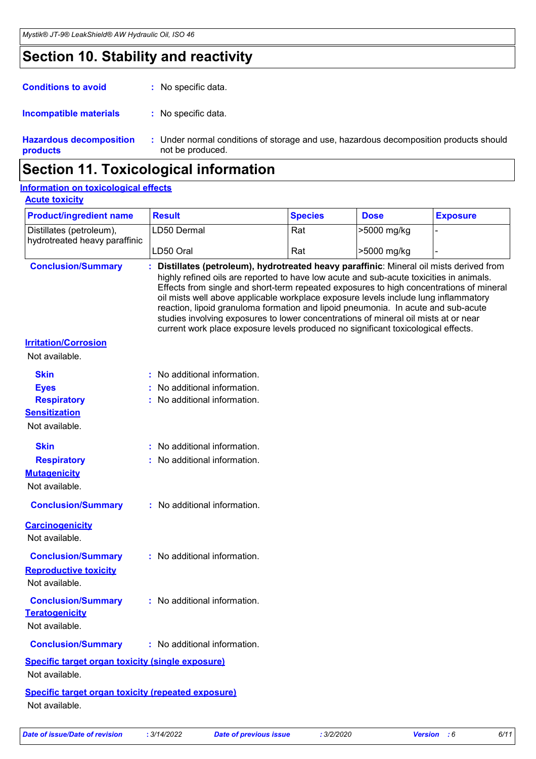# Section 10. Stability and reactivity

**Conditions to avoid** : No specific data.

**Incompatible materials** : No specific data.

**Hazardous decomposition products** : Under normal conditions of storage and use, hazardous decomposition products should not be produced.

# Section 11. Toxicological information

## Information on toxicological effects

### Acute toxicity

| Product/ingredient name | Result | Species | Dose | Exposure |
|---|---|---|---|---|
| Distillates (petroleum), hydrotreated heavy paraffinic | LD50 Dermal | Rat | >5000 mg/kg | - |
| | LD50 Oral | Rat | >5000 mg/kg | - |

**Conclusion/Summary** : **Distillates (petroleum), hydrotreated heavy paraffinic**: Mineral oil mists derived from highly refined oils are reported to have low acute and sub-acute toxicities in animals. Effects from single and short-term repeated exposures to high concentrations of mineral oil mists well above applicable workplace exposure levels include lung inflammatory reaction, lipoid granuloma formation and lipoid pneumonia. In acute and sub-acute studies involving exposures to lower concentrations of mineral oil mists at or near current work place exposure levels produced no significant toxicological effects.

### Irritation/Corrosion

Not available.

**Skin** : No additional information.
**Eyes** : No additional information.
**Respiratory** : No additional information.

### Sensitization

Not available.

**Skin** : No additional information.
**Respiratory** : No additional information.

### Mutagenicity

Not available.

**Conclusion/Summary** : No additional information.

### Carcinogenicity

Not available.

**Conclusion/Summary** : No additional information.

### Reproductive toxicity

Not available.

**Conclusion/Summary** : No additional information.

### Teratogenicity

Not available.

**Conclusion/Summary** : No additional information.

### Specific target organ toxicity (single exposure)

Not available.

### Specific target organ toxicity (repeated exposure)

Not available.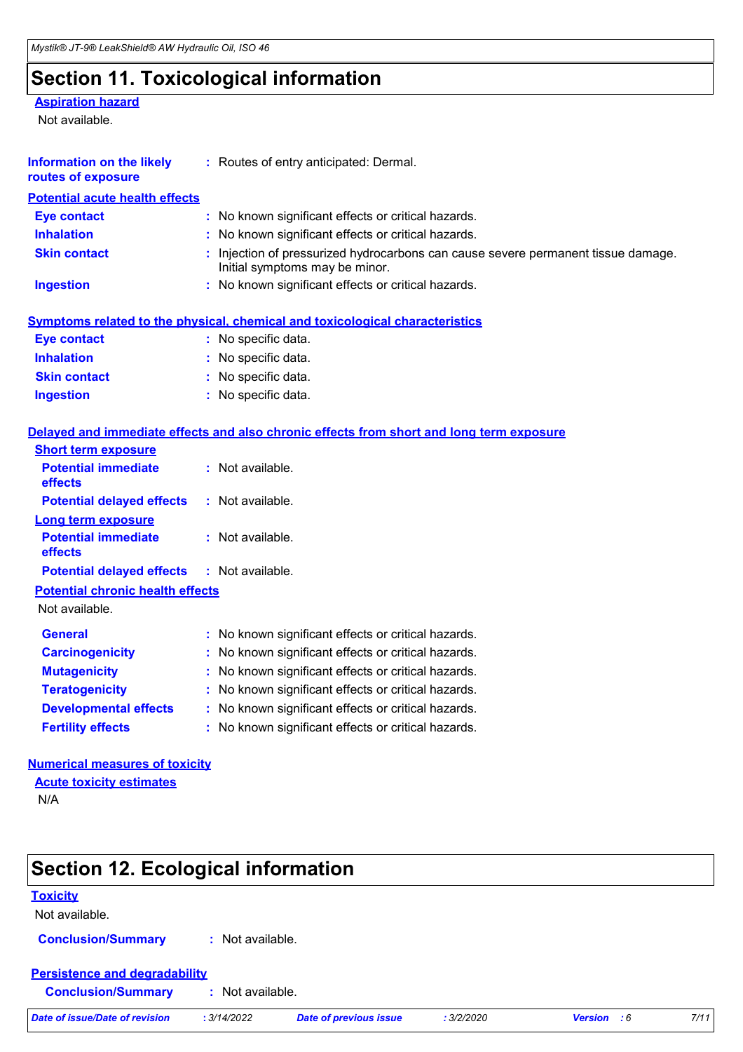# Section 11. Toxicological information

**Aspiration hazard**

Not available.

**Information on the likely routes of exposure** : Routes of entry anticipated: Dermal.

**Potential acute health effects**

| | |
|---|---|
| **Eye contact** | : No known significant effects or critical hazards. |
| **Inhalation** | : No known significant effects or critical hazards. |
| **Skin contact** | : Injection of pressurized hydrocarbons can cause severe permanent tissue damage. Initial symptoms may be minor. |
| **Ingestion** | : No known significant effects or critical hazards. |

**Symptoms related to the physical, chemical and toxicological characteristics**

| | |
|---|---|
| **Eye contact** | : No specific data. |
| **Inhalation** | : No specific data. |
| **Skin contact** | : No specific data. |
| **Ingestion** | : No specific data. |

**Delayed and immediate effects and also chronic effects from short and long term exposure**

**Short term exposure**

| | |
|---|---|
| **Potential immediate effects** | : Not available. |
| **Potential delayed effects** | : Not available. |

**Long term exposure**

| | |
|---|---|
| **Potential immediate effects** | : Not available. |
| **Potential delayed effects** | : Not available. |

**Potential chronic health effects**

Not available.

| | |
|---|---|
| **General** | : No known significant effects or critical hazards. |
| **Carcinogenicity** | : No known significant effects or critical hazards. |
| **Mutagenicity** | : No known significant effects or critical hazards. |
| **Teratogenicity** | : No known significant effects or critical hazards. |
| **Developmental effects** | : No known significant effects or critical hazards. |
| **Fertility effects** | : No known significant effects or critical hazards. |

**Numerical measures of toxicity**

**Acute toxicity estimates**

N/A

# Section 12. Ecological information

**Toxicity**

Not available.

**Conclusion/Summary** : Not available.

**Persistence and degradability**

**Conclusion/Summary** : Not available.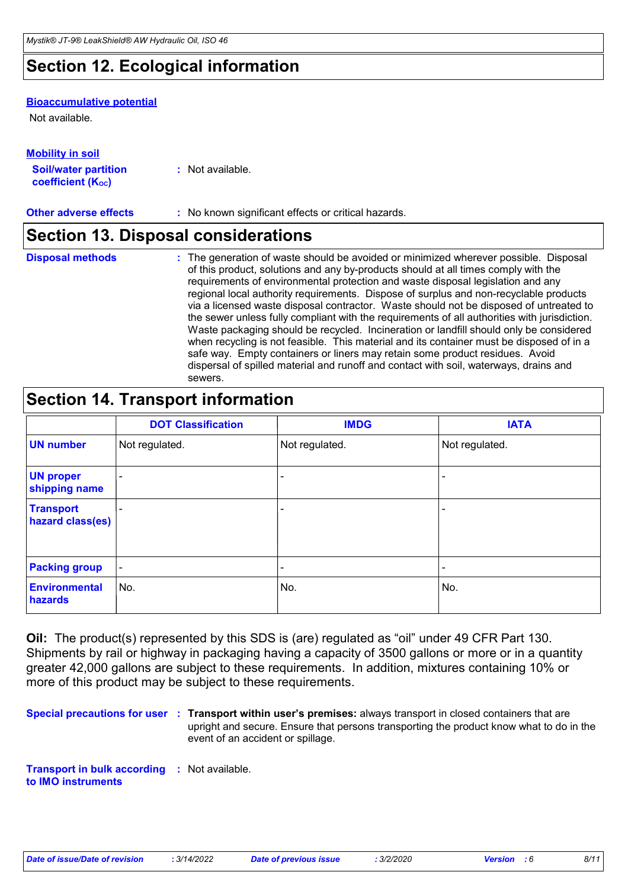## Section 12. Ecological information

**Bioaccumulative potential**

Not available.

**Mobility in soil**

**Soil/water partition coefficient ($K_{OC}$)** : Not available.

**Other adverse effects** : No known significant effects or critical hazards.

## Section 13. Disposal considerations

**Disposal methods** : The generation of waste should be avoided or minimized wherever possible. Disposal of this product, solutions and any by-products should at all times comply with the requirements of environmental protection and waste disposal legislation and any regional local authority requirements. Dispose of surplus and non-recyclable products via a licensed waste disposal contractor. Waste should not be disposed of untreated to the sewer unless fully compliant with the requirements of all authorities with jurisdiction. Waste packaging should be recycled. Incineration or landfill should only be considered when recycling is not feasible. This material and its container must be disposed of in a safe way. Empty containers or liners may retain some product residues. Avoid dispersal of spilled material and runoff and contact with soil, waterways, drains and sewers.

## Section 14. Transport information

| | DOT Classification | IMDG | IATA |
|---|---|---|---|
| **UN number** | Not regulated. | Not regulated. | Not regulated. |
| **UN proper shipping name** | - | - | - |
| **Transport hazard class(es)** | - | - | - |
| **Packing group** | - | - | - |
| **Environmental hazards** | No. | No. | No. |

**Oil:** The product(s) represented by this SDS is (are) regulated as “oil” under 49 CFR Part 130. Shipments by rail or highway in packaging having a capacity of 3500 gallons or more or in a quantity greater 42,000 gallons are subject to these requirements. In addition, mixtures containing 10% or more of this product may be subject to these requirements.

**Special precautions for user** : **Transport within user’s premises:** always transport in closed containers that are upright and secure. Ensure that persons transporting the product know what to do in the event of an accident or spillage.

**Transport in bulk according to IMO instruments** : Not available.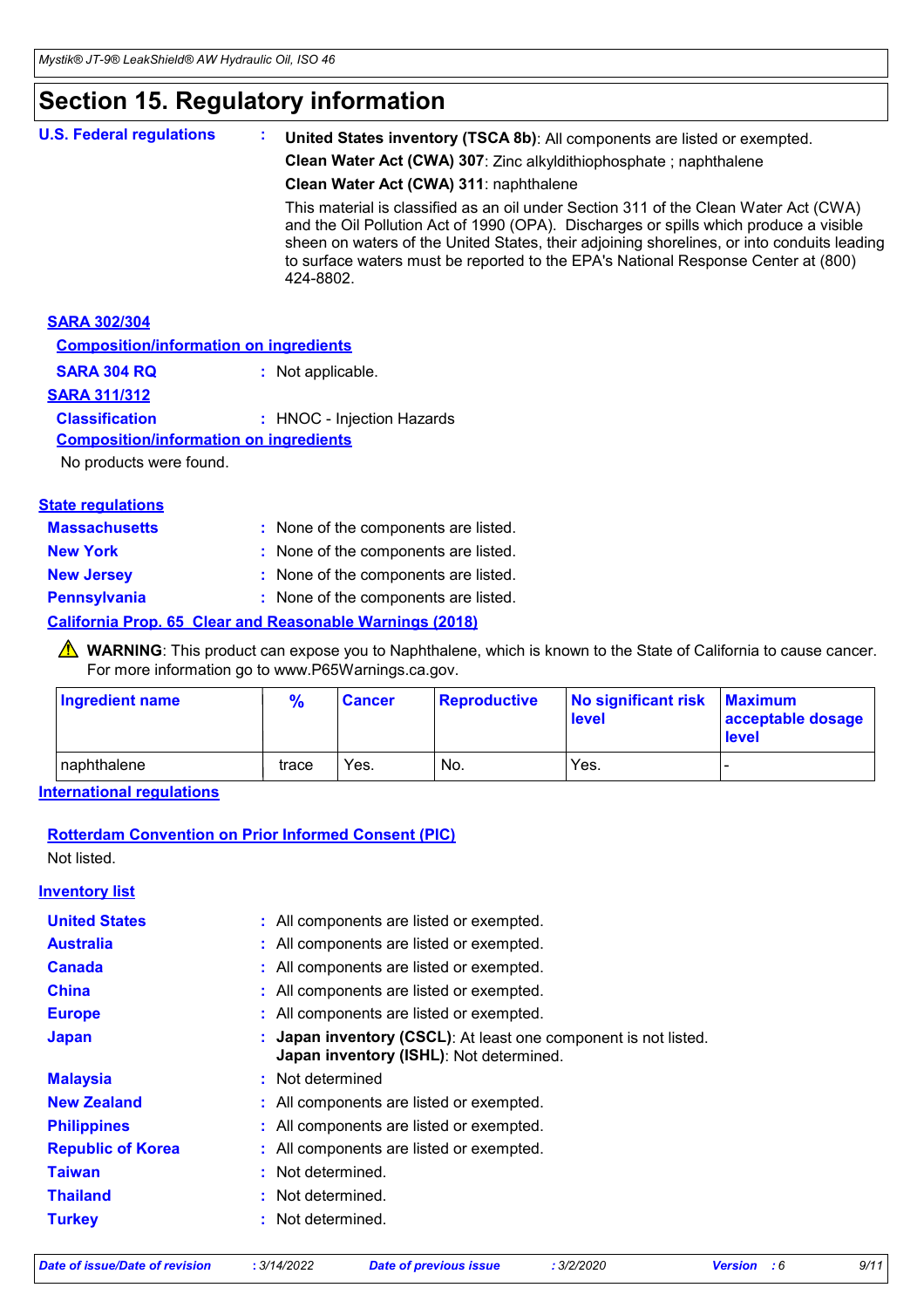# Section 15. Regulatory information

**U.S. Federal regulations** : **United States inventory (TSCA 8b)**: All components are listed or exempted.

**Clean Water Act (CWA) 307**: Zinc alkyldithiophosphate ; naphthalene

**Clean Water Act (CWA) 311**: naphthalene

This material is classified as an oil under Section 311 of the Clean Water Act (CWA) and the Oil Pollution Act of 1990 (OPA). Discharges or spills which produce a visible sheen on waters of the United States, their adjoining shorelines, or into conduits leading to surface waters must be reported to the EPA's National Response Center at (800) 424-8802.

**SARA 302/304**

**Composition/information on ingredients**

**SARA 304 RQ** : Not applicable.

**SARA 311/312**

**Classification** : HNOC - Injection Hazards

**Composition/information on ingredients**

No products were found.

**State regulations**

**Massachusetts** : None of the components are listed.

**New York** : None of the components are listed.

**New Jersey** : None of the components are listed.

**Pennsylvania** : None of the components are listed.

**California Prop. 65 Clear and Reasonable Warnings (2018)**

⚠ **WARNING**: This product can expose you to Naphthalene, which is known to the State of California to cause cancer. For more information go to www.P65Warnings.ca.gov.

| Ingredient name | % | Cancer | Reproductive | No significant risk level | Maximum acceptable dosage level |
|---|---|---|---|---|---|
| naphthalene | trace | Yes. | No. | Yes. | - |

**International regulations**

**Rotterdam Convention on Prior Informed Consent (PIC)**

Not listed.

**Inventory list**

**United States** : All components are listed or exempted.

**Australia** : All components are listed or exempted.

**Canada** : All components are listed or exempted.

**China** : All components are listed or exempted.

**Europe** : All components are listed or exempted.

**Japan** : **Japan inventory (CSCL)**: At least one component is not listed.
**Japan inventory (ISHL)**: Not determined.

**Malaysia** : Not determined

**New Zealand** : All components are listed or exempted.

**Philippines** : All components are listed or exempted.

**Republic of Korea** : All components are listed or exempted.

**Taiwan** : Not determined.

**Thailand** : Not determined.

**Turkey** : Not determined.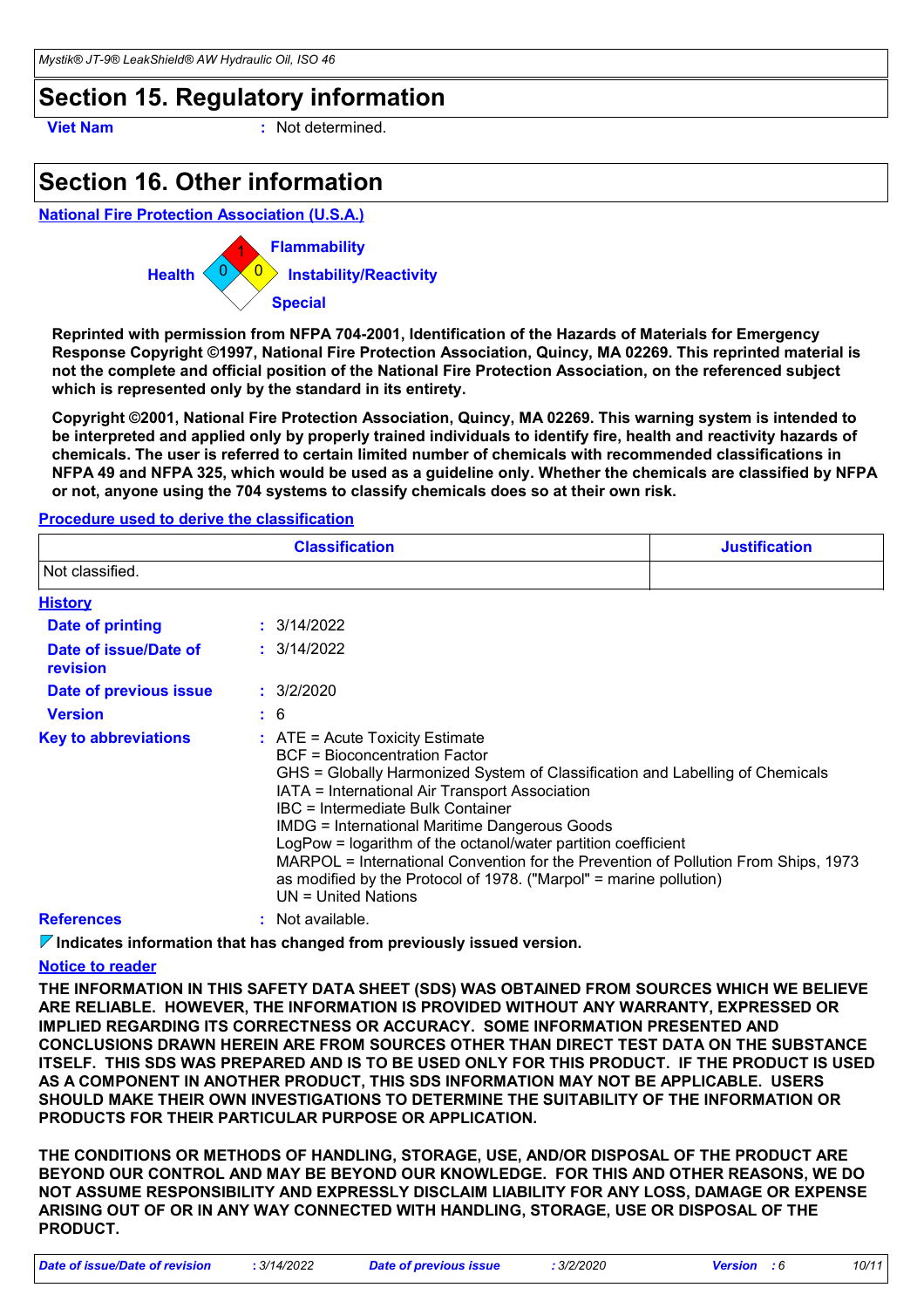## Section 15. Regulatory information

**Viet Nam** : Not determined.

## Section 16. Other information

**National Fire Protection Association (U.S.A.)**

Health: 0
Flammability: 1
Instability/Reactivity: 0
Special:

**Reprinted with permission from NFPA 704-2001, Identification of the Hazards of Materials for Emergency Response Copyright ©1997, National Fire Protection Association, Quincy, MA 02269. This reprinted material is not the complete and official position of the National Fire Protection Association, on the referenced subject which is represented only by the standard in its entirety.**

**Copyright ©2001, National Fire Protection Association, Quincy, MA 02269. This warning system is intended to be interpreted and applied only by properly trained individuals to identify fire, health and reactivity hazards of chemicals. The user is referred to certain limited number of chemicals with recommended classifications in NFPA 49 and NFPA 325, which would be used as a guideline only. Whether the chemicals are classified by NFPA or not, anyone using the 704 systems to classify chemicals does so at their own risk.**

**Procedure used to derive the classification**

| Classification | Justification |
|---|---|
| Not classified. | |

**History**

**Date of printing** : 3/14/2022

**Date of issue/Date of revision** : 3/14/2022

**Date of previous issue** : 3/2/2020

**Version** : 6

**Key to abbreviations** :
ATE = Acute Toxicity Estimate
BCF = Bioconcentration Factor
GHS = Globally Harmonized System of Classification and Labelling of Chemicals
IATA = International Air Transport Association
IBC = Intermediate Bulk Container
IMDG = International Maritime Dangerous Goods
LogPow = logarithm of the octanol/water partition coefficient
MARPOL = International Convention for the Prevention of Pollution From Ships, 1973 as modified by the Protocol of 1978. ("Marpol" = marine pollution)
UN = United Nations

**References** : Not available.

**Indicates information that has changed from previously issued version.**

**Notice to reader**

**THE INFORMATION IN THIS SAFETY DATA SHEET (SDS) WAS OBTAINED FROM SOURCES WHICH WE BELIEVE ARE RELIABLE. HOWEVER, THE INFORMATION IS PROVIDED WITHOUT ANY WARRANTY, EXPRESSED OR IMPLIED REGARDING ITS CORRECTNESS OR ACCURACY. SOME INFORMATION PRESENTED AND CONCLUSIONS DRAWN HEREIN ARE FROM SOURCES OTHER THAN DIRECT TEST DATA ON THE SUBSTANCE ITSELF. THIS SDS WAS PREPARED AND IS TO BE USED ONLY FOR THIS PRODUCT. IF THE PRODUCT IS USED AS A COMPONENT IN ANOTHER PRODUCT, THIS SDS INFORMATION MAY NOT BE APPLICABLE. USERS SHOULD MAKE THEIR OWN INVESTIGATIONS TO DETERMINE THE SUITABILITY OF THE INFORMATION OR PRODUCTS FOR THEIR PARTICULAR PURPOSE OR APPLICATION.**

**THE CONDITIONS OR METHODS OF HANDLING, STORAGE, USE, AND/OR DISPOSAL OF THE PRODUCT ARE BEYOND OUR CONTROL AND MAY BE BEYOND OUR KNOWLEDGE. FOR THIS AND OTHER REASONS, WE DO NOT ASSUME RESPONSIBILITY AND EXPRESSLY DISCLAIM LIABILITY FOR ANY LOSS, DAMAGE OR EXPENSE ARISING OUT OF OR IN ANY WAY CONNECTED WITH HANDLING, STORAGE, USE OR DISPOSAL OF THE PRODUCT.**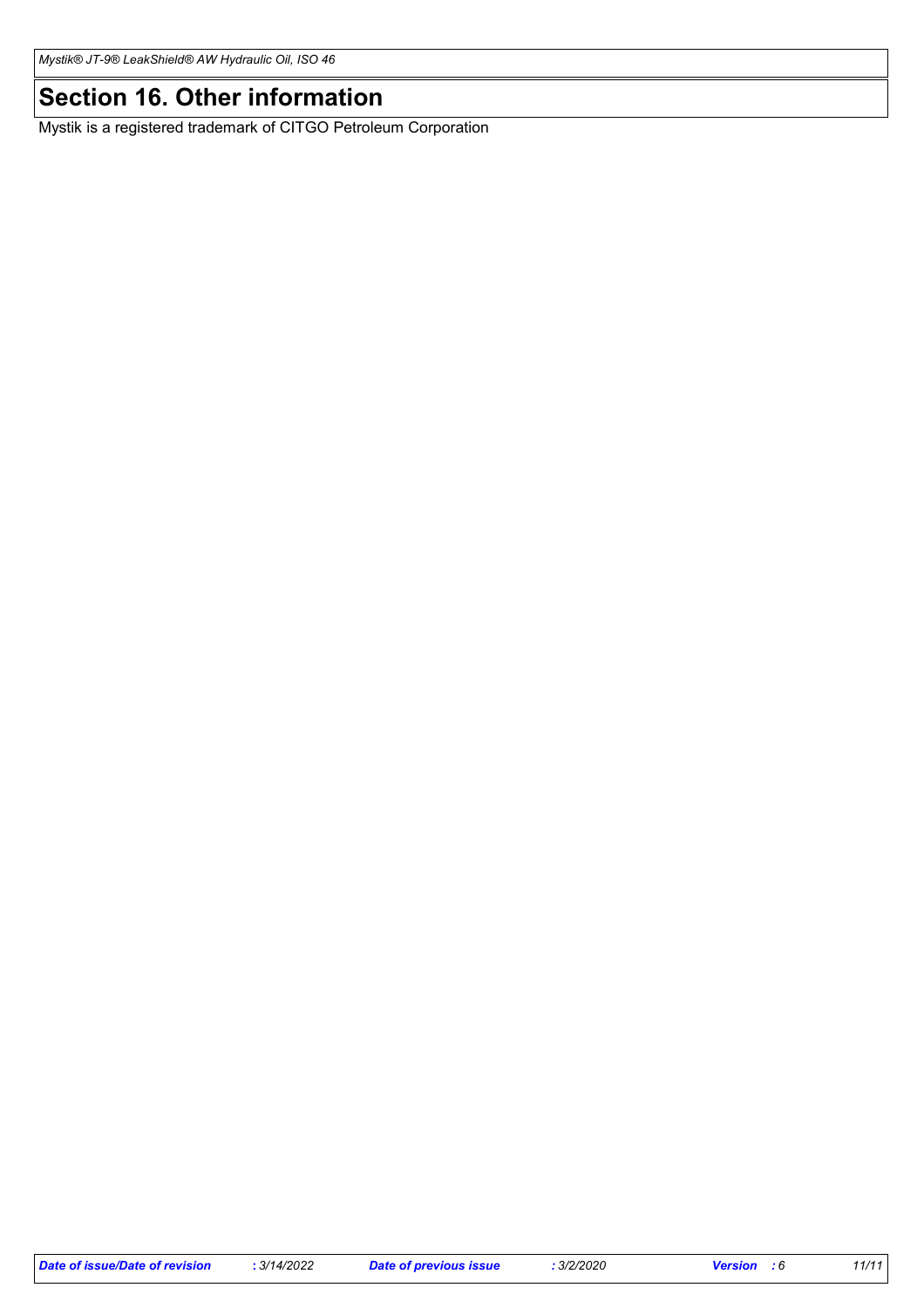# Section 16. Other information

Mystik is a registered trademark of CITGO Petroleum Corporation